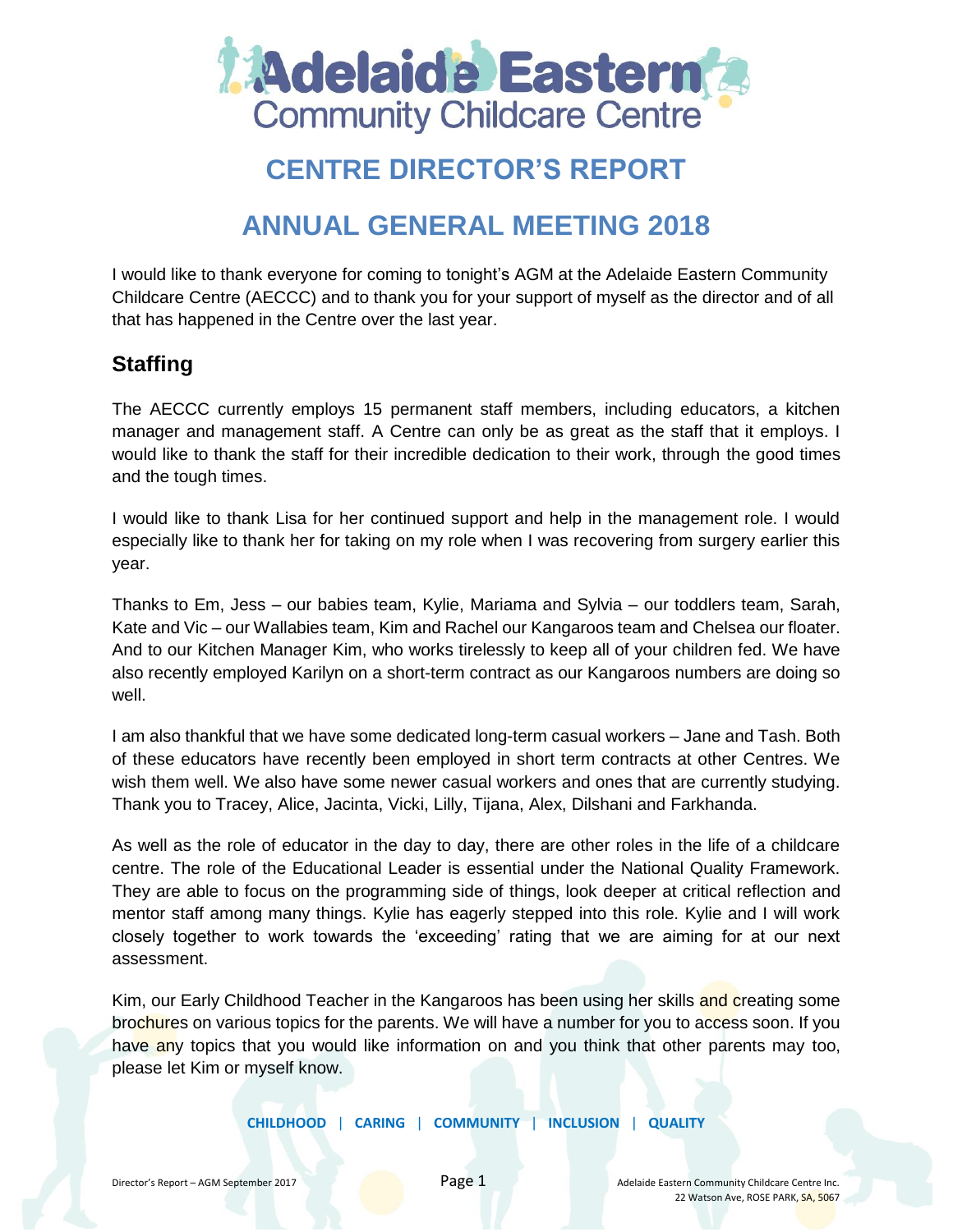# Adelaide Eastern Community Childcare Centre

## CENTRE DIRECTOR'S REPORT

## ANNUAL GENERAL MEETING 2018

I would like to thank everyone for coming to tonight's AGM at the Adelaide Eastern Community Childcare Centre (AECCC) and to thank you for your support of myself as the director and of all that has happened in the Centre over the last year.

### Staffing

The AECCC currently employs 15 permanent staff members, including educators, a kitchen manager and management staff. A Centre can only be as great as the staff that it employs. I would like to thank the staff for their incredible dedication to their work, through the good times and the tough times.

I would like to thank Lisa for her continued support and help in the management role. I would especially like to thank her for taking on my role when I was recovering from surgery earlier this year.

Thanks to Em, Jess – our babies team, Kylie, Mariama and Sylvia – our toddlers team, Sarah, Kate and Vic – our Wallabies team, Kim and Rachel our Kangaroos team and Chelsea our floater. And to our Kitchen Manager Kim, who works tirelessly to keep all of your children fed. We have also recently employed Karilyn on a short-term contract as our Kangaroos numbers are doing so well.

I am also thankful that we have some dedicated long-term casual workers – Jane and Tash. Both of these educators have recently been employed in short term contracts at other Centres. We wish them well. We also have some newer casual workers and ones that are currently studying. Thank you to Tracey, Alice, Jacinta, Vicki, Lilly, Tijana, Alex, Dilshani and Farkhanda.

As well as the role of educator in the day to day, there are other roles in the life of a childcare centre. The role of the Educational Leader is essential under the National Quality Framework. They are able to focus on the programming side of things, look deeper at critical reflection and mentor staff among many things. Kylie has eagerly stepped into this role. Kylie and I will work closely together to work towards the 'exceeding' rating that we are aiming for at our next assessment.

Kim, our Early Childhood Teacher in the Kangaroos has been using her skills and creating some brochures on various topics for the parents. We will have a number for you to access soon. If you have any topics that you would like information on and you think that other parents may too, please let Kim or myself know.

**CHILDHOOD | CARING | COMMUNITY | INCLUSION | QUALITY**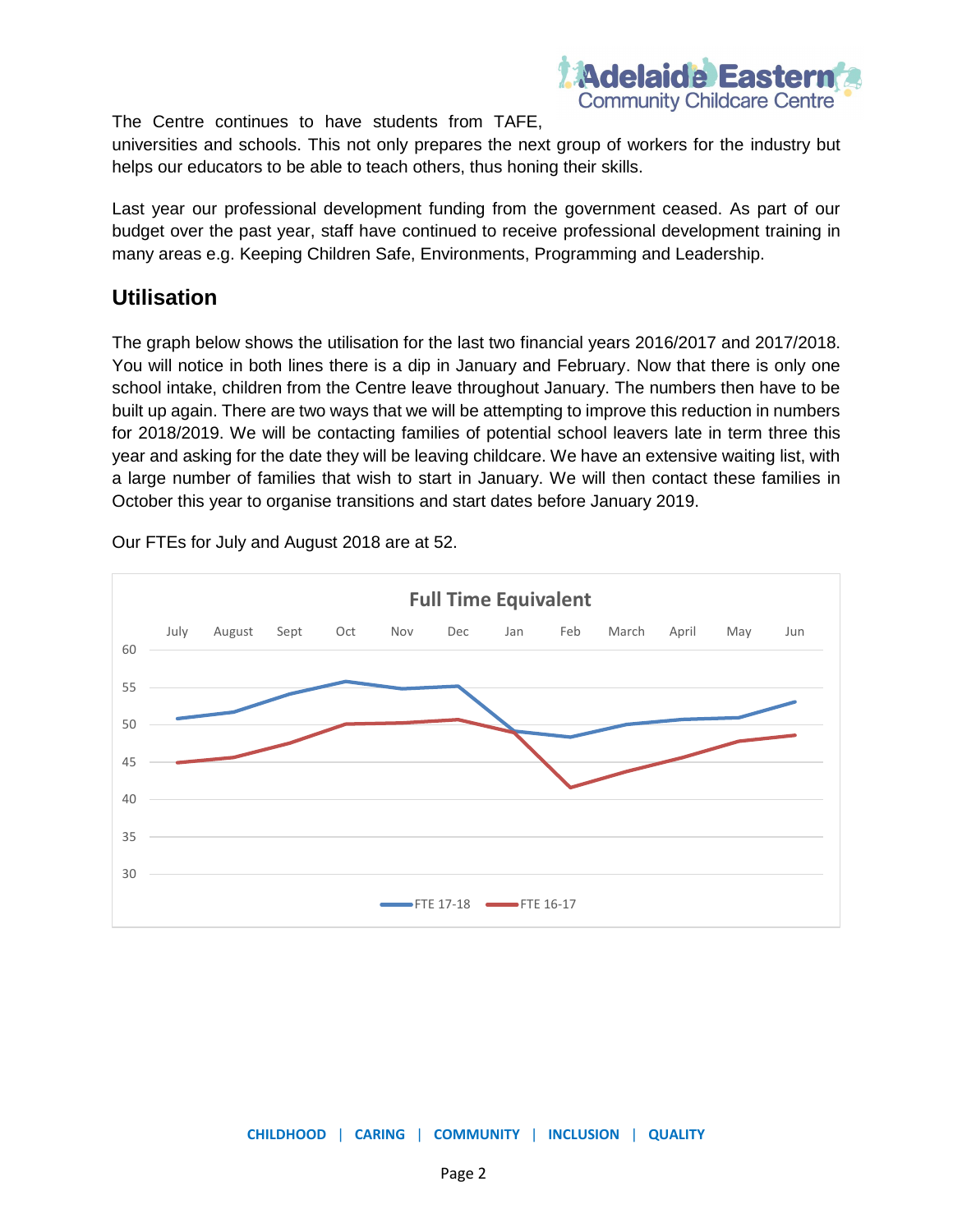The Centre continues to have students from TAFE, universities and schools. This not only prepares the next group of workers for the industry but helps our educators to be able to teach others, thus honing their skills.

Last year our professional development funding from the government ceased. As part of our budget over the past year, staff have continued to receive professional development training in many areas e.g. Keeping Children Safe, Environments, Programming and Leadership.

## Utilisation

The graph below shows the utilisation for the last two financial years 2016/2017 and 2017/2018. You will notice in both lines there is a dip in January and February. Now that there is only one school intake, children from the Centre leave throughout January. The numbers then have to be built up again. There are two ways that we will be attempting to improve this reduction in numbers for 2018/2019. We will be contacting families of potential school leavers late in term three this year and asking for the date they will be leaving childcare. We have an extensive waiting list, with a large number of families that wish to start in January. We will then contact these families in October this year to organise transitions and start dates before January 2019.

Our FTEs for July and August 2018 are at 52.

**Full Time Equivalent**

Legend: FTE 17-18, FTE 16-17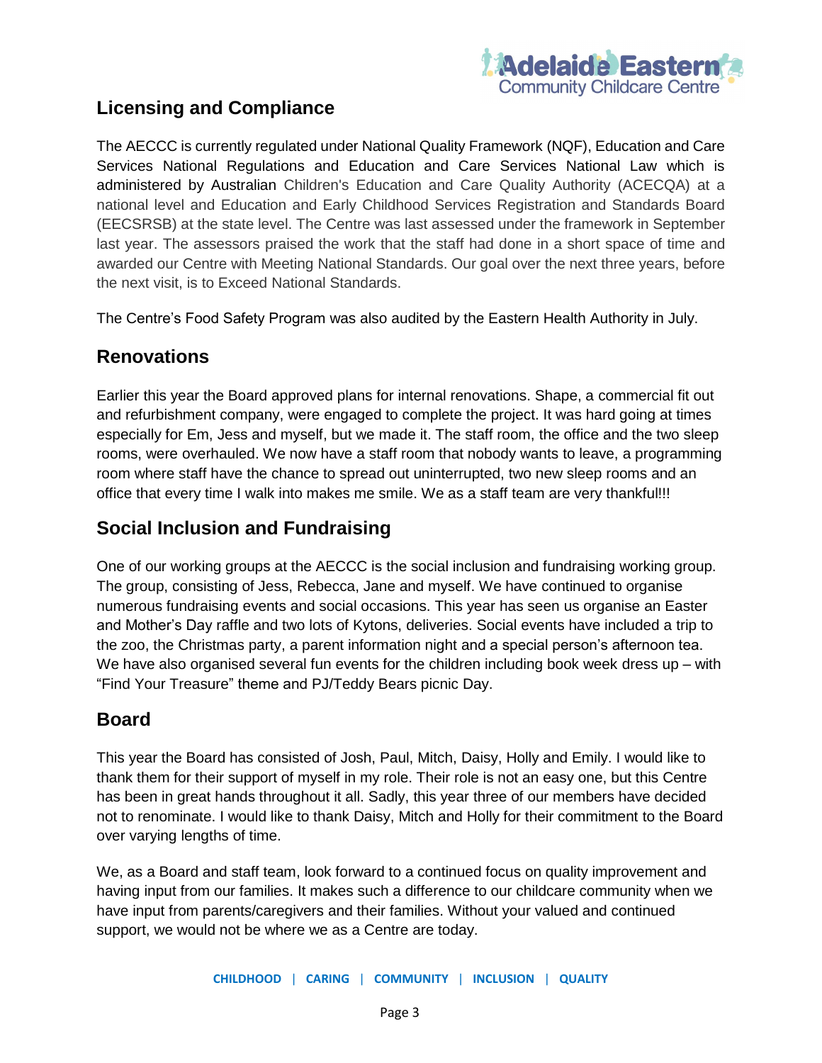## Licensing and Compliance

The AECCC is currently regulated under National Quality Framework (NQF), Education and Care Services National Regulations and Education and Care Services National Law which is administered by Australian Children's Education and Care Quality Authority (ACECQA) at a national level and Education and Early Childhood Services Registration and Standards Board (EECSRSB) at the state level. The Centre was last assessed under the framework in September last year. The assessors praised the work that the staff had done in a short space of time and awarded our Centre with Meeting National Standards. Our goal over the next three years, before the next visit, is to Exceed National Standards.

The Centre's Food Safety Program was also audited by the Eastern Health Authority in July.

## Renovations

Earlier this year the Board approved plans for internal renovations. Shape, a commercial fit out and refurbishment company, were engaged to complete the project. It was hard going at times especially for Em, Jess and myself, but we made it. The staff room, the office and the two sleep rooms, were overhauled. We now have a staff room that nobody wants to leave, a programming room where staff have the chance to spread out uninterrupted, two new sleep rooms and an office that every time I walk into makes me smile. We as a staff team are very thankful!!!

## Social Inclusion and Fundraising

One of our working groups at the AECCC is the social inclusion and fundraising working group. The group, consisting of Jess, Rebecca, Jane and myself. We have continued to organise numerous fundraising events and social occasions. This year has seen us organise an Easter and Mother's Day raffle and two lots of Kytons, deliveries. Social events have included a trip to the zoo, the Christmas party, a parent information night and a special person's afternoon tea. We have also organised several fun events for the children including book week dress up – with "Find Your Treasure" theme and PJ/Teddy Bears picnic Day.

## Board

This year the Board has consisted of Josh, Paul, Mitch, Daisy, Holly and Emily. I would like to thank them for their support of myself in my role. Their role is not an easy one, but this Centre has been in great hands throughout it all. Sadly, this year three of our members have decided not to renominate. I would like to thank Daisy, Mitch and Holly for their commitment to the Board over varying lengths of time.

We, as a Board and staff team, look forward to a continued focus on quality improvement and having input from our families. It makes such a difference to our childcare community when we have input from parents/caregivers and their families. Without your valued and continued support, we would not be where we as a Centre are today.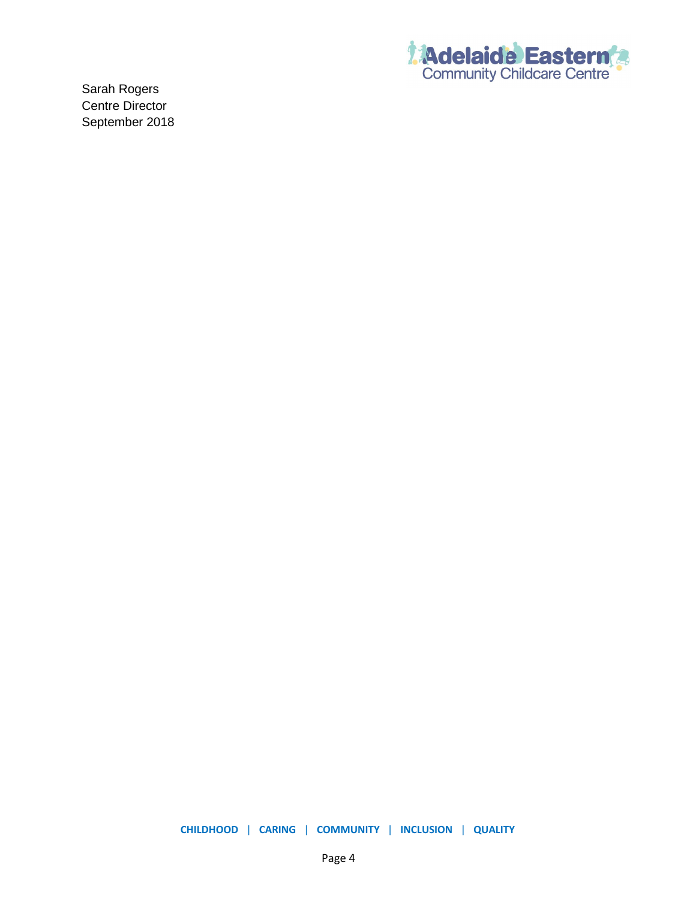Sarah Rogers
Centre Director
September 2018